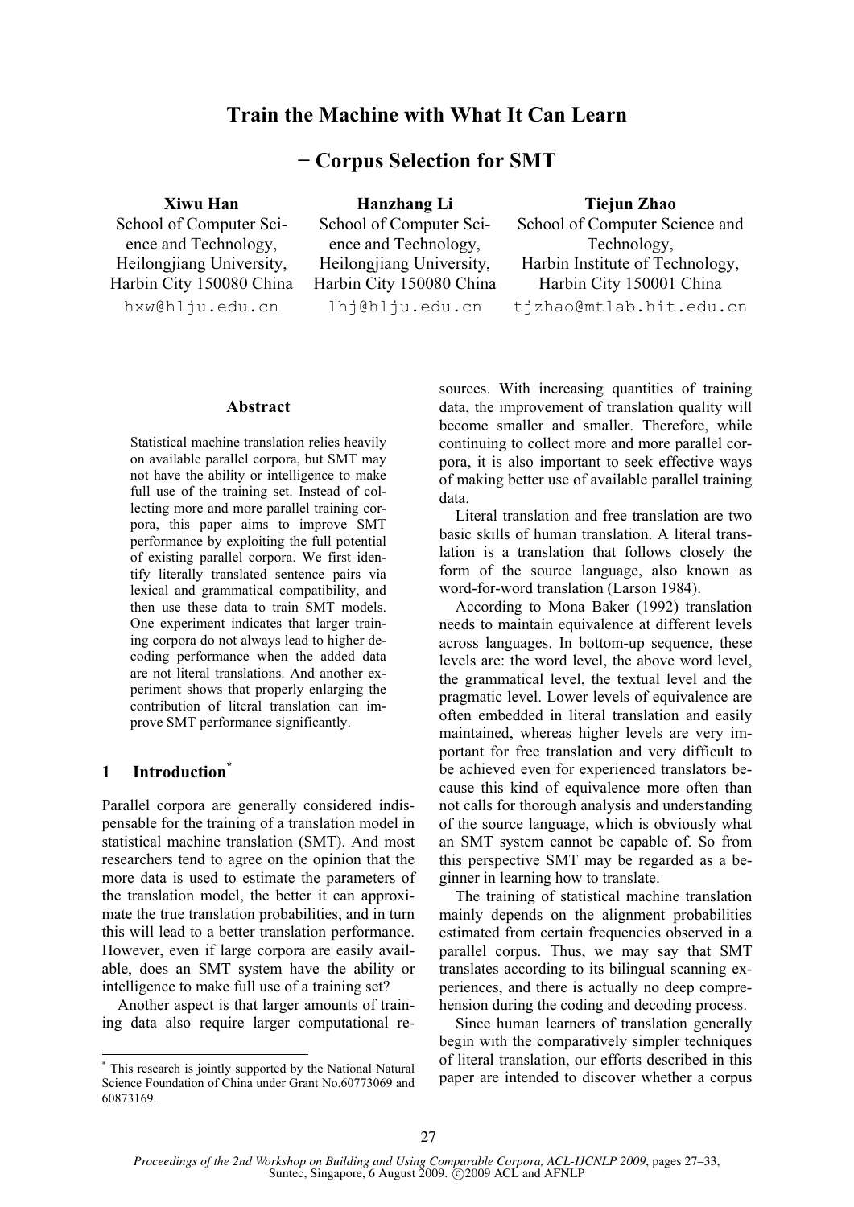# Train the Machine with What It Can Learn

# − Corpus Selection for SMT

**Xiwu Han**
School of Computer Science and Technology,
Heilongjiang University,
Harbin City 150080 China
hxw@hlju.edu.cn

**Hanzhang Li**
School of Computer Science and Technology,
Heilongjiang University,
Harbin City 150080 China
lhj@hlju.edu.cn

**Tiejun Zhao**
School of Computer Science and Technology,
Harbin Institute of Technology,
Harbin City 150001 China
tjzhao@mtlab.hit.edu.cn

## Abstract

Statistical machine translation relies heavily on available parallel corpora, but SMT may not have the ability or intelligence to make full use of the training set. Instead of collecting more and more parallel training corpora, this paper aims to improve SMT performance by exploiting the full potential of existing parallel corpora. We first identify literally translated sentence pairs via lexical and grammatical compatibility, and then use these data to train SMT models. One experiment indicates that larger training corpora do not always lead to higher decoding performance when the added data are not literal translations. And another experiment shows that properly enlarging the contribution of literal translation can improve SMT performance significantly.

## 1 Introduction[*]

Parallel corpora are generally considered indispensable for the training of a translation model in statistical machine translation (SMT). And most researchers tend to agree on the opinion that the more data is used to estimate the parameters of the translation model, the better it can approximate the true translation probabilities, and in turn this will lead to a better translation performance. However, even if large corpora are easily available, does an SMT system have the ability or intelligence to make full use of a training set?

Another aspect is that larger amounts of training data also require larger computational resources. With increasing quantities of training data, the improvement of translation quality will become smaller and smaller. Therefore, while continuing to collect more and more parallel corpora, it is also important to seek effective ways of making better use of available parallel training data.

Literal translation and free translation are two basic skills of human translation. A literal translation is a translation that follows closely the form of the source language, also known as word-for-word translation (Larson 1984).

According to Mona Baker (1992) translation needs to maintain equivalence at different levels across languages. In bottom-up sequence, these levels are: the word level, the above word level, the grammatical level, the textual level and the pragmatic level. Lower levels of equivalence are often embedded in literal translation and easily maintained, whereas higher levels are very important for free translation and very difficult to be achieved even for experienced translators because this kind of equivalence more often than not calls for thorough analysis and understanding of the source language, which is obviously what an SMT system cannot be capable of. So from this perspective SMT may be regarded as a beginner in learning how to translate.

The training of statistical machine translation mainly depends on the alignment probabilities estimated from certain frequencies observed in a parallel corpus. Thus, we may say that SMT translates according to its bilingual scanning experiences, and there is actually no deep comprehension during the coding and decoding process.

Since human learners of translation generally begin with the comparatively simpler techniques of literal translation, our efforts described in this paper are intended to discover whether a corpus

[*] This research is jointly supported by the National Natural Science Foundation of China under Grant No.60773069 and 60873169.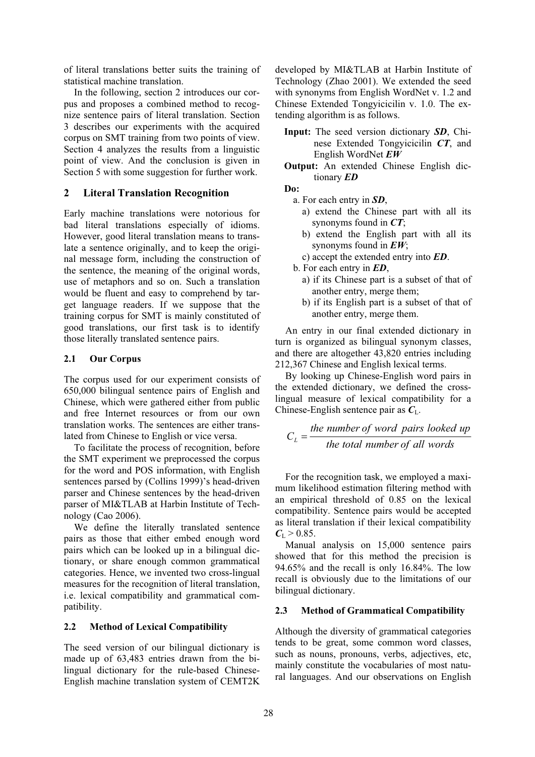of literal translations better suits the training of statistical machine translation.

In the following, section 2 introduces our corpus and proposes a combined method to recognize sentence pairs of literal translation. Section 3 describes our experiments with the acquired corpus on SMT training from two points of view. Section 4 analyzes the results from a linguistic point of view. And the conclusion is given in Section 5 with some suggestion for further work.

## 2 Literal Translation Recognition

Early machine translations were notorious for bad literal translations especially of idioms. However, good literal translation means to translate a sentence originally, and to keep the original message form, including the construction of the sentence, the meaning of the original words, use of metaphors and so on. Such a translation would be fluent and easy to comprehend by target language readers. If we suppose that the training corpus for SMT is mainly constituted of good translations, our first task is to identify those literally translated sentence pairs.

### 2.1 Our Corpus

The corpus used for our experiment consists of 650,000 bilingual sentence pairs of English and Chinese, which were gathered either from public and free Internet resources or from our own translation works. The sentences are either translated from Chinese to English or vice versa.

To facilitate the process of recognition, before the SMT experiment we preprocessed the corpus for the word and POS information, with English sentences parsed by (Collins 1999)'s head-driven parser and Chinese sentences by the head-driven parser of MI&TLAB at Harbin Institute of Technology (Cao 2006).

We define the literally translated sentence pairs as those that either embed enough word pairs which can be looked up in a bilingual dictionary, or share enough common grammatical categories. Hence, we invented two cross-lingual measures for the recognition of literal translation, i.e. lexical compatibility and grammatical compatibility.

### 2.2 Method of Lexical Compatibility

The seed version of our bilingual dictionary is made up of 63,483 entries drawn from the bilingual dictionary for the rule-based Chinese-English machine translation system of CEMT2K developed by MI&TLAB at Harbin Institute of Technology (Zhao 2001). We extended the seed with synonyms from English WordNet v. 1.2 and Chinese Extended Tongyicicilin v. 1.0. The extending algorithm is as follows.

**Input:** The seed version dictionary ***SD***, Chinese Extended Tongyicicilin ***CT***, and English WordNet ***EW***

**Output:** An extended Chinese English dictionary ***ED***

**Do:**

a. For each entry in ***SD***,
  a) extend the Chinese part with all its synonyms found in ***CT***;
  b) extend the English part with all its synonyms found in ***EW***;
  c) accept the extended entry into ***ED***.

b. For each entry in ***ED***,
  a) if its Chinese part is a subset of that of another entry, merge them;
  b) if its English part is a subset of that of another entry, merge them.

An entry in our final extended dictionary in turn is organized as bilingual synonym classes, and there are altogether 43,820 entries including 212,367 Chinese and English lexical terms.

By looking up Chinese-English word pairs in the extended dictionary, we defined the cross-lingual measure of lexical compatibility for a Chinese-English sentence pair as $\boldsymbol{C}_L$.

$$C_L = \frac{\textit{the number of word pairs looked up}}{\textit{the total number of all words}}$$

For the recognition task, we employed a maximum likelihood estimation filtering method with an empirical threshold of 0.85 on the lexical compatibility. Sentence pairs would be accepted as literal translation if their lexical compatibility $\boldsymbol{C}_L > 0.85$.

Manual analysis on 15,000 sentence pairs showed that for this method the precision is 94.65% and the recall is only 16.84%. The low recall is obviously due to the limitations of our bilingual dictionary.

### 2.3 Method of Grammatical Compatibility

Although the diversity of grammatical categories tends to be great, some common word classes, such as nouns, pronouns, verbs, adjectives, etc, mainly constitute the vocabularies of most natural languages. And our observations on English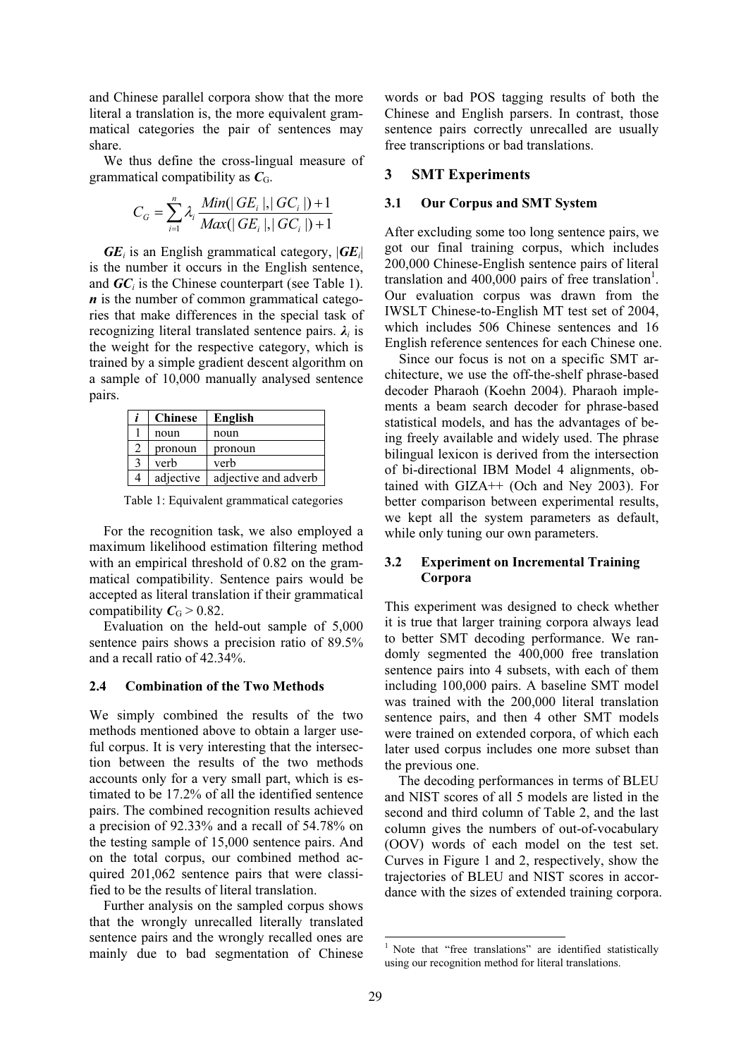and Chinese parallel corpora show that the more literal a translation is, the more equivalent grammatical categories the pair of sentences may share.

We thus define the cross-lingual measure of grammatical compatibility as $\boldsymbol{C}_G$.

$$C_G = \sum_{i=1}^{n} \lambda_i \frac{Min(|GE_i|,|GC_i|)+1}{Max(|GE_i|,|GC_i|)+1}$$

$\boldsymbol{GE_i}$ is an English grammatical category, $|\boldsymbol{GE_i}|$ is the number it occurs in the English sentence, and $\boldsymbol{GC_i}$ is the Chinese counterpart (see Table 1). $\boldsymbol{n}$ is the number of common grammatical categories that make differences in the special task of recognizing literal translated sentence pairs. $\boldsymbol{\lambda_i}$ is the weight for the respective category, which is trained by a simple gradient descent algorithm on a sample of 10,000 manually analysed sentence pairs.

| *i* | Chinese | English |
|---|---|---|
| 1 | noun | noun |
| 2 | pronoun | pronoun |
| 3 | verb | verb |
| 4 | adjective | adjective and adverb |

Table 1: Equivalent grammatical categories

For the recognition task, we also employed a maximum likelihood estimation filtering method with an empirical threshold of 0.82 on the grammatical compatibility. Sentence pairs would be accepted as literal translation if their grammatical compatibility $\boldsymbol{C}_G > 0.82$.

Evaluation on the held-out sample of 5,000 sentence pairs shows a precision ratio of 89.5% and a recall ratio of 42.34%.

### 2.4 Combination of the Two Methods

We simply combined the results of the two methods mentioned above to obtain a larger useful corpus. It is very interesting that the intersection between the results of the two methods accounts only for a very small part, which is estimated to be 17.2% of all the identified sentence pairs. The combined recognition results achieved a precision of 92.33% and a recall of 54.78% on the testing sample of 15,000 sentence pairs. And on the total corpus, our combined method acquired 201,062 sentence pairs that were classified to be the results of literal translation.

Further analysis on the sampled corpus shows that the wrongly unrecalled literally translated sentence pairs and the wrongly recalled ones are mainly due to bad segmentation of Chinese words or bad POS tagging results of both the Chinese and English parsers. In contrast, those sentence pairs correctly unrecalled are usually free transcriptions or bad translations.

## 3 SMT Experiments

### 3.1 Our Corpus and SMT System

After excluding some too long sentence pairs, we got our final training corpus, which includes 200,000 Chinese-English sentence pairs of literal translation and 400,000 pairs of free translation[1]. Our evaluation corpus was drawn from the IWSLT Chinese-to-English MT test set of 2004, which includes 506 Chinese sentences and 16 English reference sentences for each Chinese one.

Since our focus is not on a specific SMT architecture, we use the off-the-shelf phrase-based decoder Pharaoh (Koehn 2004). Pharaoh implements a beam search decoder for phrase-based statistical models, and has the advantages of being freely available and widely used. The phrase bilingual lexicon is derived from the intersection of bi-directional IBM Model 4 alignments, obtained with GIZA++ (Och and Ney 2003). For better comparison between experimental results, we kept all the system parameters as default, while only tuning our own parameters.

### 3.2 Experiment on Incremental Training Corpora

This experiment was designed to check whether it is true that larger training corpora always lead to better SMT decoding performance. We randomly segmented the 400,000 free translation sentence pairs into 4 subsets, with each of them including 100,000 pairs. A baseline SMT model was trained with the 200,000 literal translation sentence pairs, and then 4 other SMT models were trained on extended corpora, of which each later used corpus includes one more subset than the previous one.

The decoding performances in terms of BLEU and NIST scores of all 5 models are listed in the second and third column of Table 2, and the last column gives the numbers of out-of-vocabulary (OOV) words of each model on the test set. Curves in Figure 1 and 2, respectively, show the trajectories of BLEU and NIST scores in accordance with the sizes of extended training corpora.

[1] Note that "free translations" are identified statistically using our recognition method for literal translations.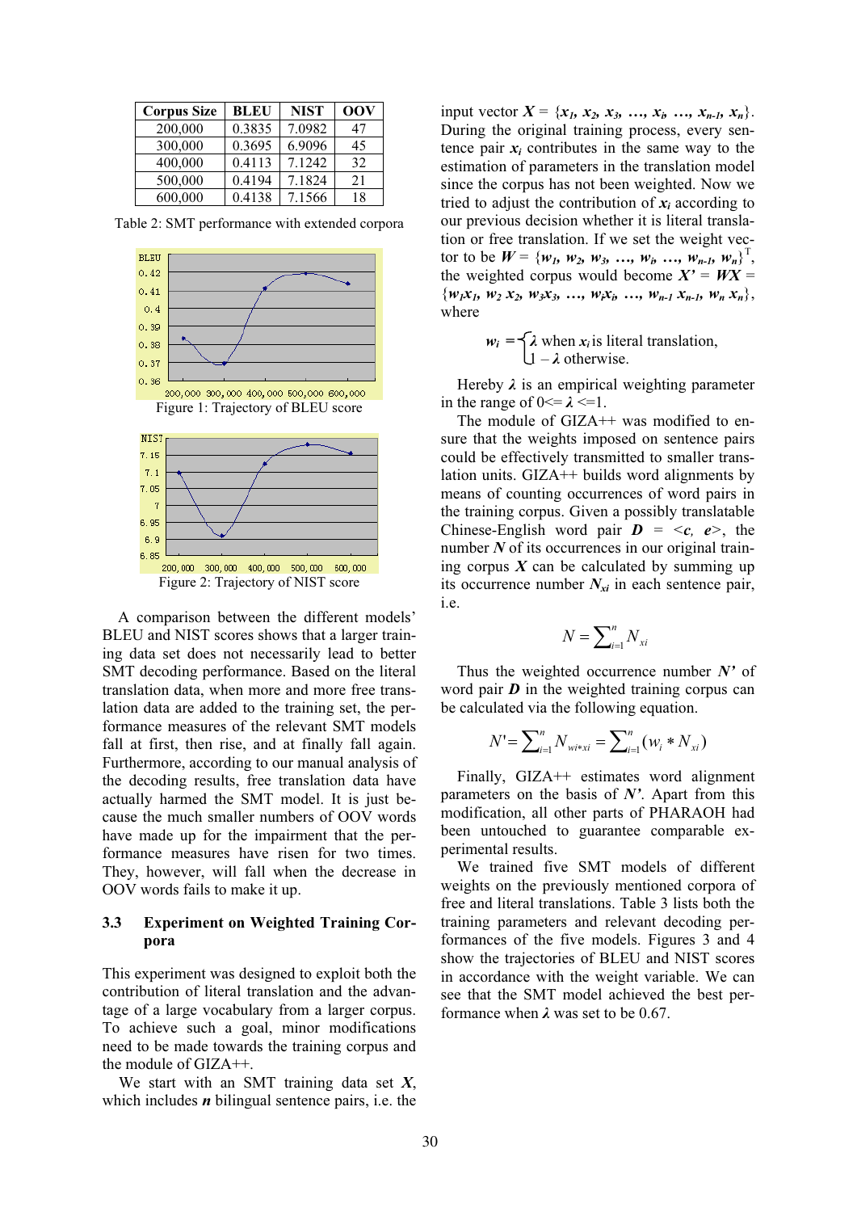| Corpus Size | BLEU | NIST | OOV |
| --- | --- | --- | --- |
| 200,000 | 0.3835 | 7.0982 | 47 |
| 300,000 | 0.3695 | 6.9096 | 45 |
| 400,000 | 0.4113 | 7.1242 | 32 |
| 500,000 | 0.4194 | 7.1824 | 21 |
| 600,000 | 0.4138 | 7.1566 | 18 |

Table 2: SMT performance with extended corpora

BLEU
0.42
0.41
0.4
0.39
0.38
0.37
0.36
200,000 300,000 400,000 500,000 600,000

Figure 1: Trajectory of BLEU score

NIST
7.15
7.1
7.05
7
6.95
6.9
6.85
200,000 300,000 400,000 500,000 600,000

Figure 2: Trajectory of NIST score

A comparison between the different models' BLEU and NIST scores shows that a larger training data set does not necessarily lead to better SMT decoding performance. Based on the literal translation data, when more and more free translation data are added to the training set, the performance measures of the relevant SMT models fall at first, then rise, and at finally fall again. Furthermore, according to our manual analysis of the decoding results, free translation data have actually harmed the SMT model. It is just because the much smaller numbers of OOV words have made up for the impairment that the performance measures have risen for two times. They, however, will fall when the decrease in OOV words fails to make it up.

### 3.3 Experiment on Weighted Training Corpora

This experiment was designed to exploit both the contribution of literal translation and the advantage of a large vocabulary from a larger corpus. To achieve such a goal, minor modifications need to be made towards the training corpus and the module of GIZA++.

We start with an SMT training data set $\boldsymbol{X}$, which includes $\boldsymbol{n}$ bilingual sentence pairs, i.e. the input vector $\boldsymbol{X} = \{x_1, x_2, x_3, \ldots, x_i, \ldots, x_{n-1}, x_n\}$. During the original training process, every sentence pair $x_i$ contributes in the same way to the estimation of parameters in the translation model since the corpus has not been weighted. Now we tried to adjust the contribution of $x_i$ according to our previous decision whether it is literal translation or free translation. If we set the weight vector to be $\boldsymbol{W} = \{w_1, w_2, w_3, \ldots, w_i, \ldots, w_{n-1}, w_n\}^{\mathrm{T}}$, the weighted corpus would become $\boldsymbol{X'} = \boldsymbol{WX} = \{w_1x_1, w_2\,x_2, w_3x_3, \ldots, w_ix_i, \ldots, w_{n-1}\,x_{n-1}, w_n\,x_n\}$, where

$$w_i = \begin{cases} \lambda & \text{when } x_i \text{ is literal translation,} \\ 1-\lambda & \text{otherwise.} \end{cases}$$

Hereby $\lambda$ is an empirical weighting parameter in the range of $0 <= \lambda <= 1$.

The module of GIZA++ was modified to ensure that the weights imposed on sentence pairs could be effectively transmitted to smaller translation units. GIZA++ builds word alignments by means of counting occurrences of word pairs in the training corpus. Given a possibly translatable Chinese-English word pair $\boldsymbol{D} = <\boldsymbol{c}, \boldsymbol{e}>$, the number $\boldsymbol{N}$ of its occurrences in our original training corpus $\boldsymbol{X}$ can be calculated by summing up its occurrence number $N_{xi}$ in each sentence pair, i.e.

$$N = \sum_{i=1}^{n} N_{xi}$$

Thus the weighted occurrence number $\boldsymbol{N'}$ of word pair $\boldsymbol{D}$ in the weighted training corpus can be calculated via the following equation.

$$N' = \sum_{i=1}^{n} N_{wi*xi} = \sum_{i=1}^{n} (w_i * N_{xi})$$

Finally, GIZA++ estimates word alignment parameters on the basis of $\boldsymbol{N'}$. Apart from this modification, all other parts of PHARAOH had been untouched to guarantee comparable experimental results.

We trained five SMT models of different weights on the previously mentioned corpora of free and literal translations. Table 3 lists both the training parameters and relevant decoding performances of the five models. Figures 3 and 4 show the trajectories of BLEU and NIST scores in accordance with the weight variable. We can see that the SMT model achieved the best performance when $\lambda$ was set to be 0.67.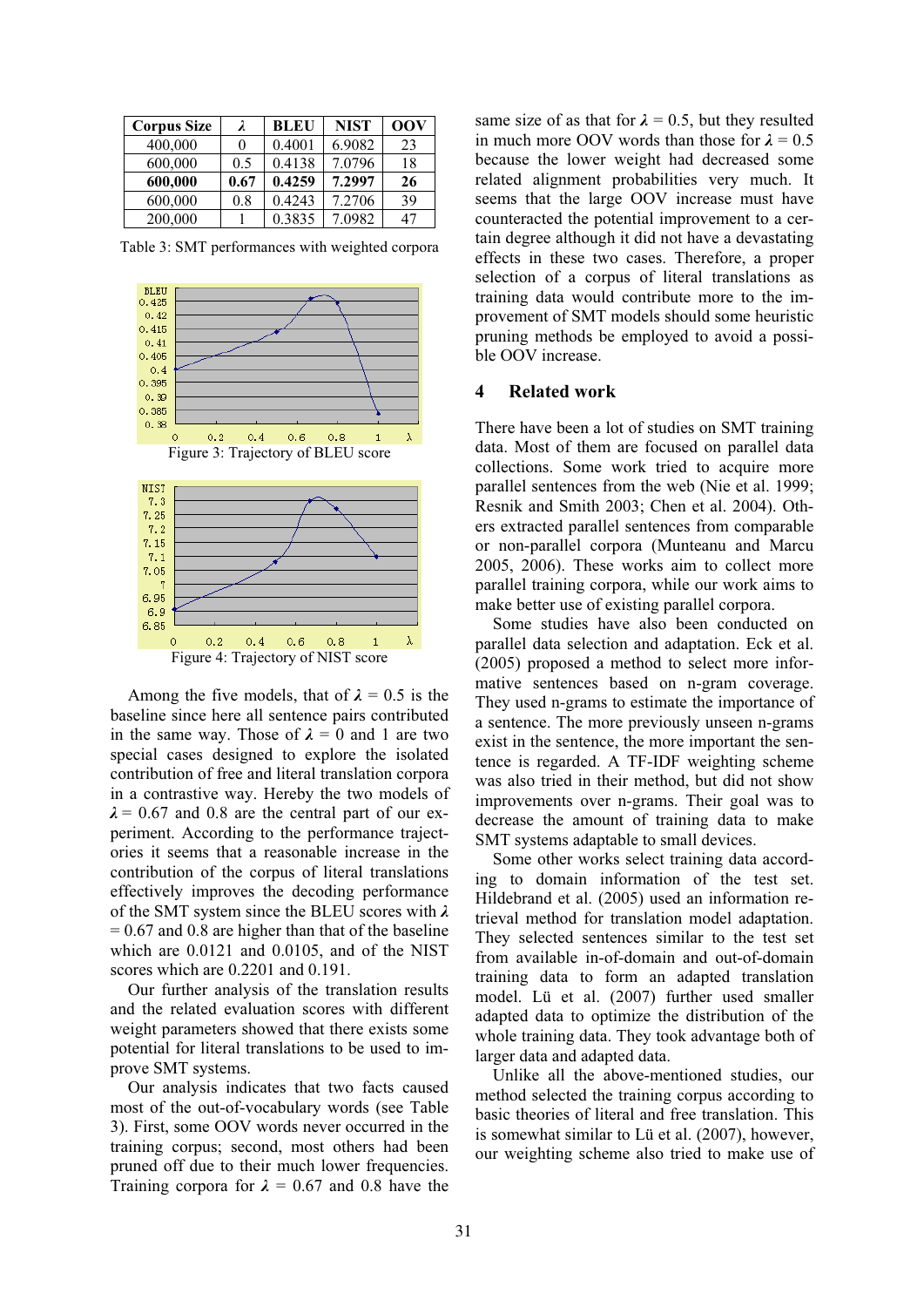| Corpus Size | λ | BLEU | NIST | OOV |
|---|---|---|---|---|
| 400,000 | 0 | 0.4001 | 6.9082 | 23 |
| 600,000 | 0.5 | 0.4138 | 7.0796 | 18 |
| **600,000** | **0.67** | **0.4259** | **7.2997** | **26** |
| 600,000 | 0.8 | 0.4243 | 7.2706 | 39 |
| 200,000 | 1 | 0.3835 | 7.0982 | 47 |

Table 3: SMT performances with weighted corpora

BLEU
0.425
0.42
0.415
0.41
0.405
0.4
0.395
0.39
0.385
0.38
0 0.2 0.4 0.6 0.8 1 λ

Figure 3: Trajectory of BLEU score

NIST
7.3
7.25
7.2
7.15
7.1
7.05
7
6.95
6.9
6.85
0 0.2 0.4 0.6 0.8 1 λ

Figure 4: Trajectory of NIST score

Among the five models, that of $\lambda$ = 0.5 is the baseline since here all sentence pairs contributed in the same way. Those of $\lambda$ = 0 and 1 are two special cases designed to explore the isolated contribution of free and literal translation corpora in a contrastive way. Hereby the two models of $\lambda$ = 0.67 and 0.8 are the central part of our experiment. According to the performance trajectories it seems that a reasonable increase in the contribution of the corpus of literal translations effectively improves the decoding performance of the SMT system since the BLEU scores with $\lambda$ = 0.67 and 0.8 are higher than that of the baseline which are 0.0121 and 0.0105, and of the NIST scores which are 0.2201 and 0.191.

Our further analysis of the translation results and the related evaluation scores with different weight parameters showed that there exists some potential for literal translations to be used to improve SMT systems.

Our analysis indicates that two facts caused most of the out-of-vocabulary words (see Table 3). First, some OOV words never occurred in the training corpus; second, most others had been pruned off due to their much lower frequencies. Training corpora for $\lambda$ = 0.67 and 0.8 have the same size of as that for $\lambda$ = 0.5, but they resulted in much more OOV words than those for $\lambda$ = 0.5 because the lower weight had decreased some related alignment probabilities very much. It seems that the large OOV increase must have counteracted the potential improvement to a certain degree although it did not have a devastating effects in these two cases. Therefore, a proper selection of a corpus of literal translations as training data would contribute more to the improvement of SMT models should some heuristic pruning methods be employed to avoid a possible OOV increase.

## 4 Related work

There have been a lot of studies on SMT training data. Most of them are focused on parallel data collections. Some work tried to acquire more parallel sentences from the web (Nie et al. 1999; Resnik and Smith 2003; Chen et al. 2004). Others extracted parallel sentences from comparable or non-parallel corpora (Munteanu and Marcu 2005, 2006). These works aim to collect more parallel training corpora, while our work aims to make better use of existing parallel corpora.

Some studies have also been conducted on parallel data selection and adaptation. Eck et al. (2005) proposed a method to select more informative sentences based on n-gram coverage. They used n-grams to estimate the importance of a sentence. The more previously unseen n-grams exist in the sentence, the more important the sentence is regarded. A TF-IDF weighting scheme was also tried in their method, but did not show improvements over n-grams. Their goal was to decrease the amount of training data to make SMT systems adaptable to small devices.

Some other works select training data according to domain information of the test set. Hildebrand et al. (2005) used an information retrieval method for translation model adaptation. They selected sentences similar to the test set from available in-of-domain and out-of-domain training data to form an adapted translation model. Lü et al. (2007) further used smaller adapted data to optimize the distribution of the whole training data. They took advantage both of larger data and adapted data.

Unlike all the above-mentioned studies, our method selected the training corpus according to basic theories of literal and free translation. This is somewhat similar to Lü et al. (2007), however, our weighting scheme also tried to make use of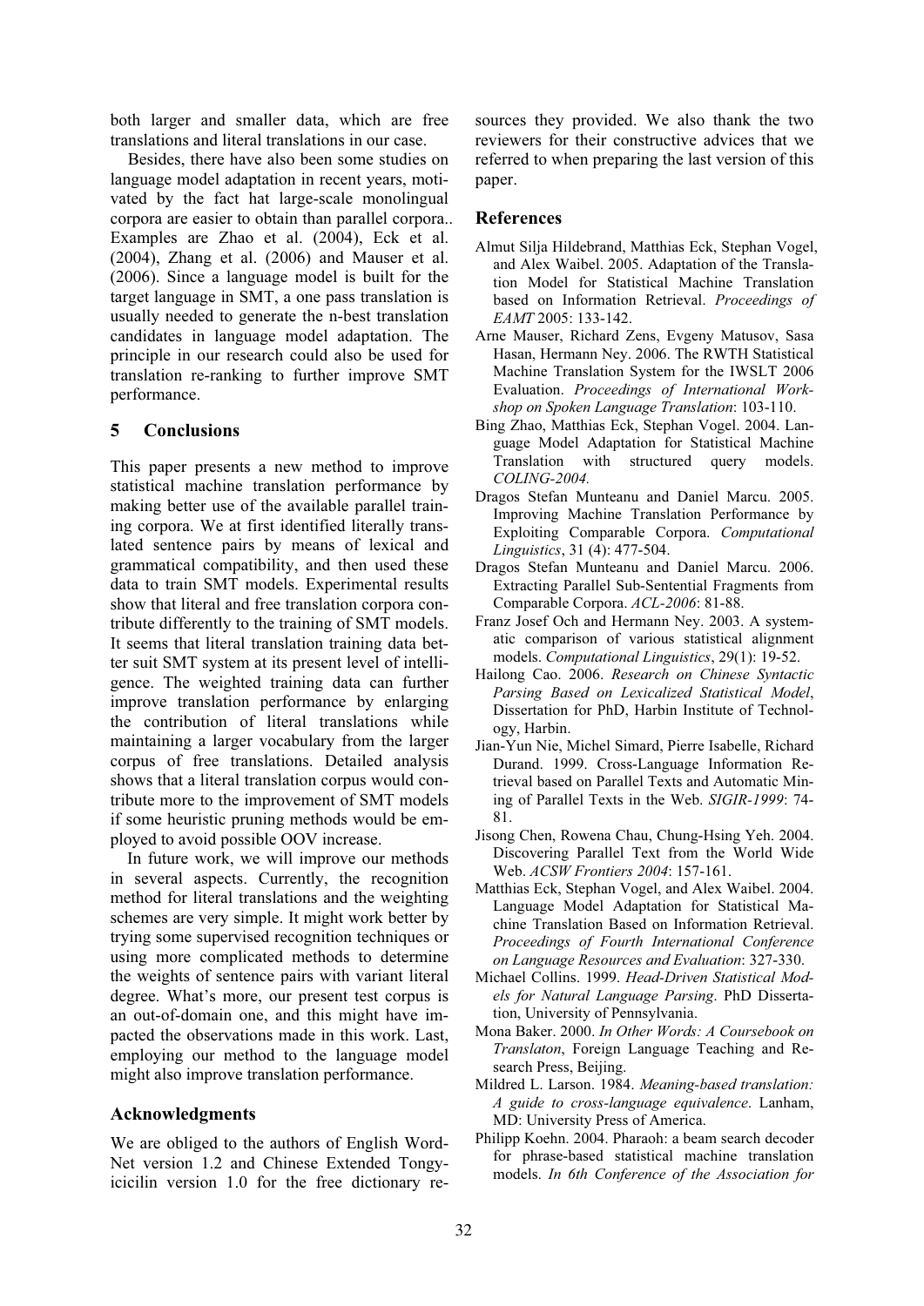both larger and smaller data, which are free translations and literal translations in our case.

Besides, there have also been some studies on language model adaptation in recent years, motivated by the fact hat large-scale monolingual corpora are easier to obtain than parallel corpora.. Examples are Zhao et al. (2004), Eck et al. (2004), Zhang et al. (2006) and Mauser et al. (2006). Since a language model is built for the target language in SMT, a one pass translation is usually needed to generate the n-best translation candidates in language model adaptation. The principle in our research could also be used for translation re-ranking to further improve SMT performance.

## 5 Conclusions

This paper presents a new method to improve statistical machine translation performance by making better use of the available parallel training corpora. We at first identified literally translated sentence pairs by means of lexical and grammatical compatibility, and then used these data to train SMT models. Experimental results show that literal and free translation corpora contribute differently to the training of SMT models. It seems that literal translation training data better suit SMT system at its present level of intelligence. The weighted training data can further improve translation performance by enlarging the contribution of literal translations while maintaining a larger vocabulary from the larger corpus of free translations. Detailed analysis shows that a literal translation corpus would contribute more to the improvement of SMT models if some heuristic pruning methods would be employed to avoid possible OOV increase.

In future work, we will improve our methods in several aspects. Currently, the recognition method for literal translations and the weighting schemes are very simple. It might work better by trying some supervised recognition techniques or using more complicated methods to determine the weights of sentence pairs with variant literal degree. What's more, our present test corpus is an out-of-domain one, and this might have impacted the observations made in this work. Last, employing our method to the language model might also improve translation performance.

## Acknowledgments

We are obliged to the authors of English WordNet version 1.2 and Chinese Extended Tongyicicilin version 1.0 for the free dictionary resources they provided. We also thank the two reviewers for their constructive advices that we referred to when preparing the last version of this paper.

## References

Almut Silja Hildebrand, Matthias Eck, Stephan Vogel, and Alex Waibel. 2005. Adaptation of the Translation Model for Statistical Machine Translation based on Information Retrieval. *Proceedings of EAMT* 2005: 133-142.

Arne Mauser, Richard Zens, Evgeny Matusov, Sasa Hasan, Hermann Ney. 2006. The RWTH Statistical Machine Translation System for the IWSLT 2006 Evaluation. *Proceedings of International Workshop on Spoken Language Translation*: 103-110.

Bing Zhao, Matthias Eck, Stephan Vogel. 2004. Language Model Adaptation for Statistical Machine Translation with structured query models. *COLING-2004.*

Dragos Stefan Munteanu and Daniel Marcu. 2005. Improving Machine Translation Performance by Exploiting Comparable Corpora. *Computational Linguistics*, 31 (4): 477-504.

Dragos Stefan Munteanu and Daniel Marcu. 2006. Extracting Parallel Sub-Sentential Fragments from Comparable Corpora. *ACL-2006*: 81-88.

Franz Josef Och and Hermann Ney. 2003. A systematic comparison of various statistical alignment models. *Computational Linguistics*, 29(1): 19-52.

Hailong Cao. 2006. *Research on Chinese Syntactic Parsing Based on Lexicalized Statistical Model*, Dissertation for PhD, Harbin Institute of Technology, Harbin.

Jian-Yun Nie, Michel Simard, Pierre Isabelle, Richard Durand. 1999. Cross-Language Information Retrieval based on Parallel Texts and Automatic Mining of Parallel Texts in the Web. *SIGIR-1999*: 74-81.

Jisong Chen, Rowena Chau, Chung-Hsing Yeh. 2004. Discovering Parallel Text from the World Wide Web. *ACSW Frontiers 2004*: 157-161.

Matthias Eck, Stephan Vogel, and Alex Waibel. 2004. Language Model Adaptation for Statistical Machine Translation Based on Information Retrieval. *Proceedings of Fourth International Conference on Language Resources and Evaluation*: 327-330.

Michael Collins. 1999. *Head-Driven Statistical Models for Natural Language Parsing*. PhD Dissertation, University of Pennsylvania.

Mona Baker. 2000. *In Other Words: A Coursebook on Translaton*, Foreign Language Teaching and Research Press, Beijing.

Mildred L. Larson. 1984. *Meaning-based translation: A guide to cross-language equivalence*. Lanham, MD: University Press of America.

Philipp Koehn. 2004. Pharaoh: a beam search decoder for phrase-based statistical machine translation models. *In 6th Conference of the Association for*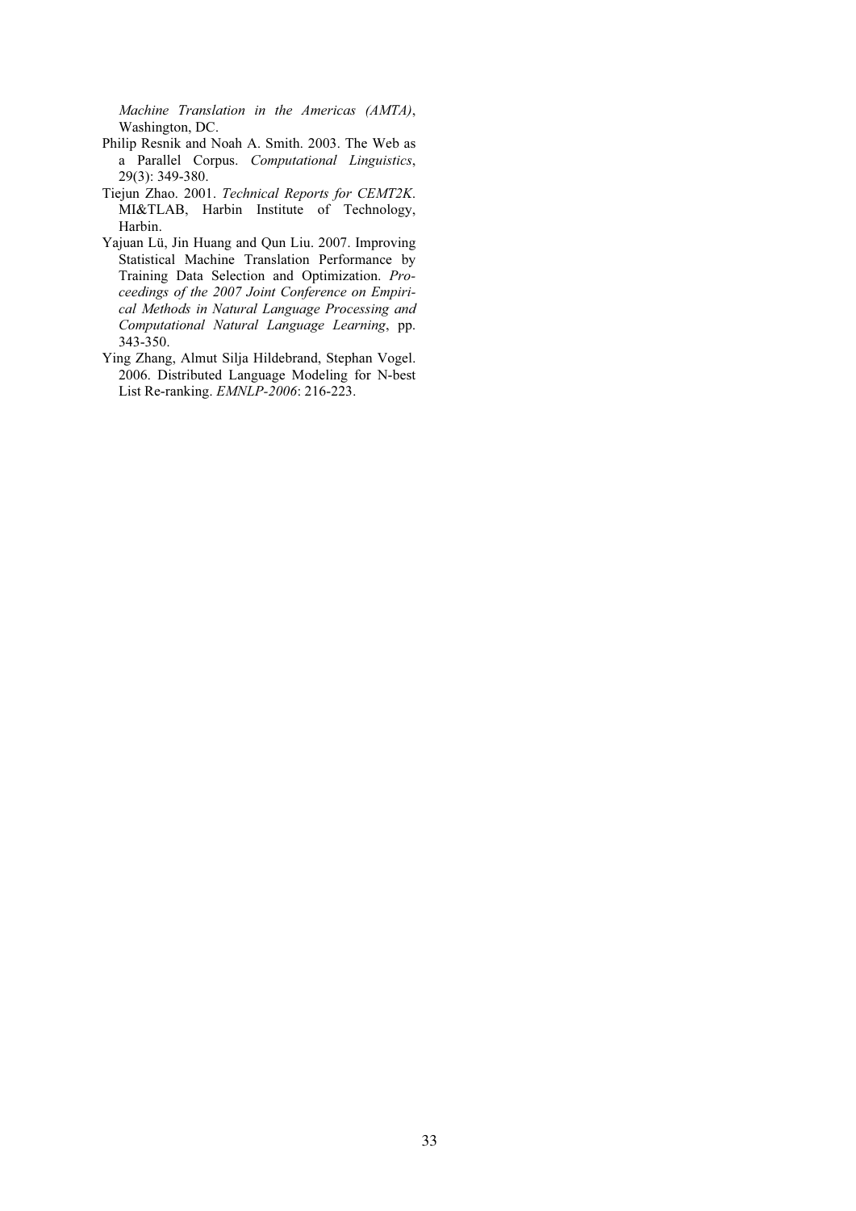*Machine Translation in the Americas (AMTA)*, Washington, DC.

Philip Resnik and Noah A. Smith. 2003. The Web as a Parallel Corpus. *Computational Linguistics*, 29(3): 349-380.

Tiejun Zhao. 2001. *Technical Reports for CEMT2K*. MI&TLAB, Harbin Institute of Technology, Harbin.

Yajuan Lü, Jin Huang and Qun Liu. 2007. Improving Statistical Machine Translation Performance by Training Data Selection and Optimization. *Proceedings of the 2007 Joint Conference on Empirical Methods in Natural Language Processing and Computational Natural Language Learning*, pp. 343-350.

Ying Zhang, Almut Silja Hildebrand, Stephan Vogel. 2006. Distributed Language Modeling for N-best List Re-ranking. *EMNLP-2006*: 216-223.